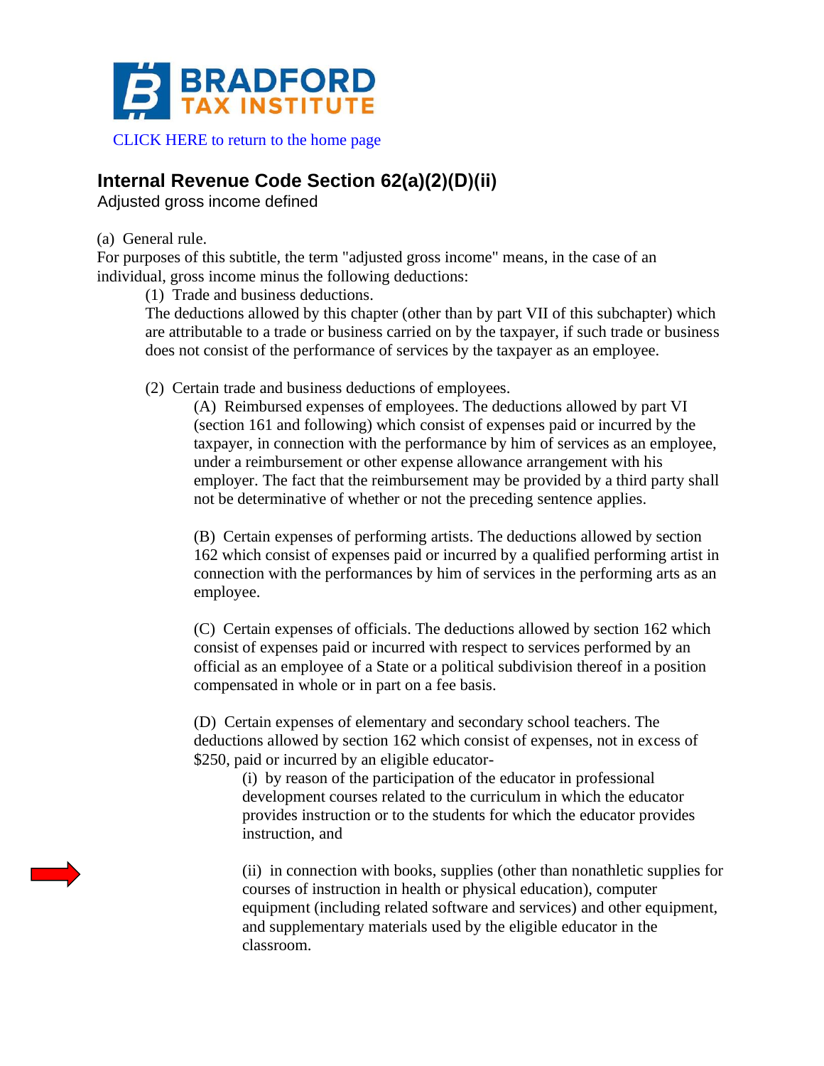**BRADFORD TAX INSTITUTE**

CLICK HERE to return to the home page

## Internal Revenue Code Section 62(a)(2)(D)(ii)

Adjusted gross income defined

(a) General rule.

For purposes of this subtitle, the term "adjusted gross income" means, in the case of an individual, gross income minus the following deductions:

(1) Trade and business deductions.

The deductions allowed by this chapter (other than by part VII of this subchapter) which are attributable to a trade or business carried on by the taxpayer, if such trade or business does not consist of the performance of services by the taxpayer as an employee.

(2) Certain trade and business deductions of employees.

(A) Reimbursed expenses of employees. The deductions allowed by part VI (section 161 and following) which consist of expenses paid or incurred by the taxpayer, in connection with the performance by him of services as an employee, under a reimbursement or other expense allowance arrangement with his employer. The fact that the reimbursement may be provided by a third party shall not be determinative of whether or not the preceding sentence applies.

(B) Certain expenses of performing artists. The deductions allowed by section 162 which consist of expenses paid or incurred by a qualified performing artist in connection with the performances by him of services in the performing arts as an employee.

(C) Certain expenses of officials. The deductions allowed by section 162 which consist of expenses paid or incurred with respect to services performed by an official as an employee of a State or a political subdivision thereof in a position compensated in whole or in part on a fee basis.

(D) Certain expenses of elementary and secondary school teachers. The deductions allowed by section 162 which consist of expenses, not in excess of $250, paid or incurred by an eligible educator-

(i) by reason of the participation of the educator in professional development courses related to the curriculum in which the educator provides instruction or to the students for which the educator provides instruction, and

(ii) in connection with books, supplies (other than nonathletic supplies for courses of instruction in health or physical education), computer equipment (including related software and services) and other equipment, and supplementary materials used by the eligible educator in the classroom.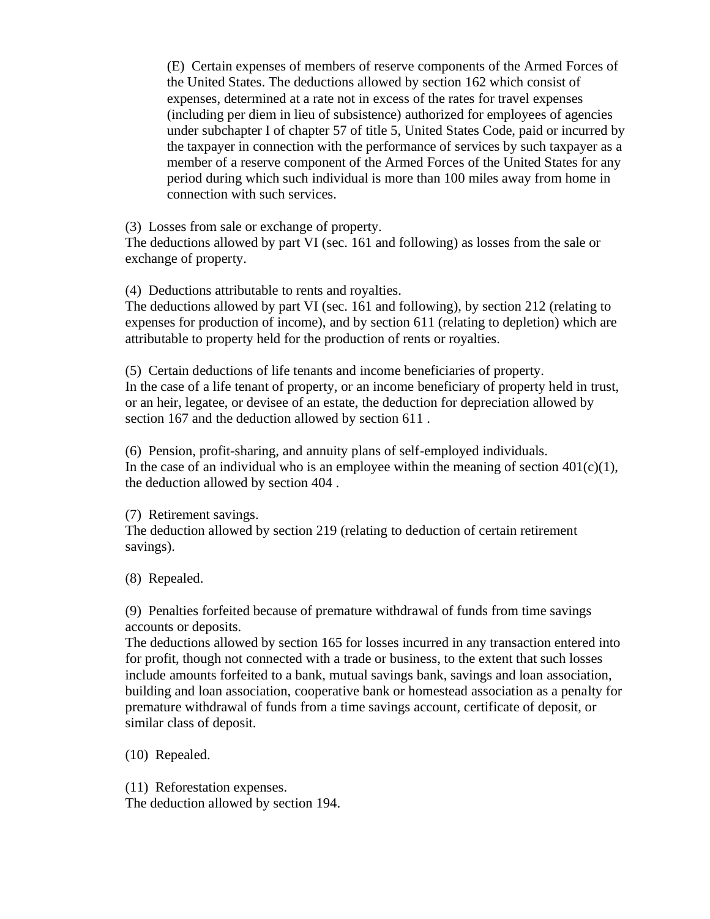(E) Certain expenses of members of reserve components of the Armed Forces of the United States. The deductions allowed by section 162 which consist of expenses, determined at a rate not in excess of the rates for travel expenses (including per diem in lieu of subsistence) authorized for employees of agencies under subchapter I of chapter 57 of title 5, United States Code, paid or incurred by the taxpayer in connection with the performance of services by such taxpayer as a member of a reserve component of the Armed Forces of the United States for any period during which such individual is more than 100 miles away from home in connection with such services.

(3) Losses from sale or exchange of property.
The deductions allowed by part VI (sec. 161 and following) as losses from the sale or exchange of property.

(4) Deductions attributable to rents and royalties.
The deductions allowed by part VI (sec. 161 and following), by section 212 (relating to expenses for production of income), and by section 611 (relating to depletion) which are attributable to property held for the production of rents or royalties.

(5) Certain deductions of life tenants and income beneficiaries of property.
In the case of a life tenant of property, or an income beneficiary of property held in trust, or an heir, legatee, or devisee of an estate, the deduction for depreciation allowed by section 167 and the deduction allowed by section 611 .

(6) Pension, profit-sharing, and annuity plans of self-employed individuals.
In the case of an individual who is an employee within the meaning of section 401(c)(1), the deduction allowed by section 404 .

(7) Retirement savings.
The deduction allowed by section 219 (relating to deduction of certain retirement savings).

(8) Repealed.

(9) Penalties forfeited because of premature withdrawal of funds from time savings accounts or deposits.
The deductions allowed by section 165 for losses incurred in any transaction entered into for profit, though not connected with a trade or business, to the extent that such losses include amounts forfeited to a bank, mutual savings bank, savings and loan association, building and loan association, cooperative bank or homestead association as a penalty for premature withdrawal of funds from a time savings account, certificate of deposit, or similar class of deposit.

(10) Repealed.

(11) Reforestation expenses.
The deduction allowed by section 194.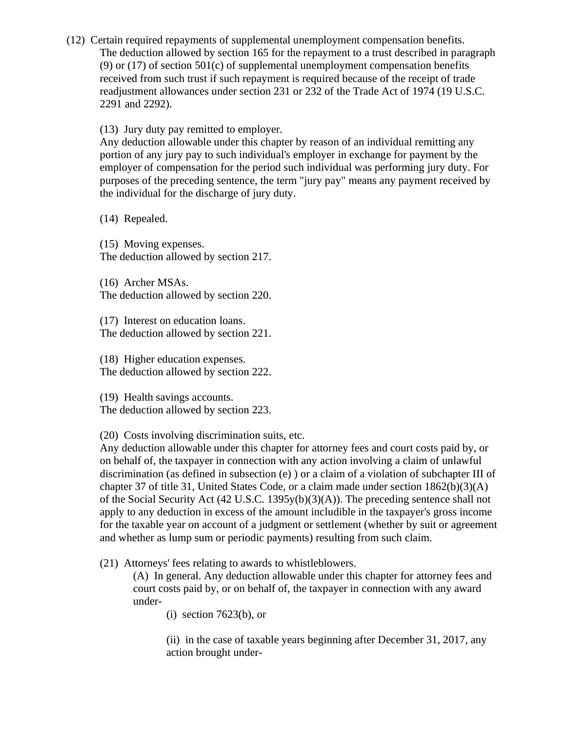(12) Certain required repayments of supplemental unemployment compensation benefits.
The deduction allowed by section 165 for the repayment to a trust described in paragraph (9) or (17) of section 501(c) of supplemental unemployment compensation benefits received from such trust if such repayment is required because of the receipt of trade readjustment allowances under section 231 or 232 of the Trade Act of 1974 (19 U.S.C. 2291 and 2292).

(13) Jury duty pay remitted to employer.
Any deduction allowable under this chapter by reason of an individual remitting any portion of any jury pay to such individual's employer in exchange for payment by the employer of compensation for the period such individual was performing jury duty. For purposes of the preceding sentence, the term "jury pay" means any payment received by the individual for the discharge of jury duty.

(14) Repealed.

(15) Moving expenses.
The deduction allowed by section 217.

(16) Archer MSAs.
The deduction allowed by section 220.

(17) Interest on education loans.
The deduction allowed by section 221.

(18) Higher education expenses.
The deduction allowed by section 222.

(19) Health savings accounts.
The deduction allowed by section 223.

(20) Costs involving discrimination suits, etc.
Any deduction allowable under this chapter for attorney fees and court costs paid by, or on behalf of, the taxpayer in connection with any action involving a claim of unlawful discrimination (as defined in subsection (e) ) or a claim of a violation of subchapter III of chapter 37 of title 31, United States Code, or a claim made under section 1862(b)(3)(A) of the Social Security Act (42 U.S.C. 1395y(b)(3)(A)). The preceding sentence shall not apply to any deduction in excess of the amount includible in the taxpayer's gross income for the taxable year on account of a judgment or settlement (whether by suit or agreement and whether as lump sum or periodic payments) resulting from such claim.

(21) Attorneys' fees relating to awards to whistleblowers.

(A) In general. Any deduction allowable under this chapter for attorney fees and court costs paid by, or on behalf of, the taxpayer in connection with any award under-

(i) section 7623(b), or

(ii) in the case of taxable years beginning after December 31, 2017, any action brought under-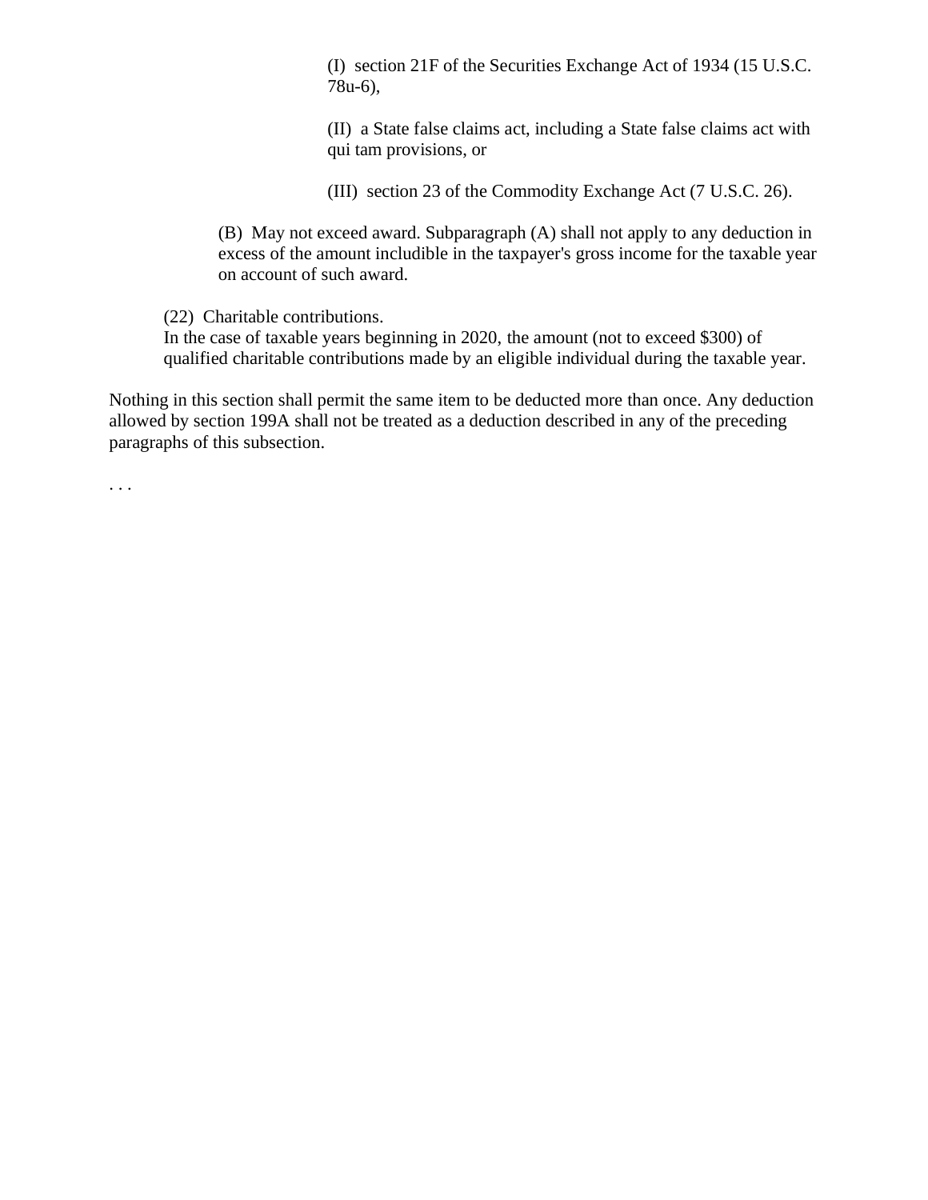(I) section 21F of the Securities Exchange Act of 1934 (15 U.S.C. 78u-6),

(II) a State false claims act, including a State false claims act with qui tam provisions, or

(III) section 23 of the Commodity Exchange Act (7 U.S.C. 26).

(B) May not exceed award. Subparagraph (A) shall not apply to any deduction in excess of the amount includible in the taxpayer's gross income for the taxable year on account of such award.

(22) Charitable contributions.
In the case of taxable years beginning in 2020, the amount (not to exceed $300) of qualified charitable contributions made by an eligible individual during the taxable year.

Nothing in this section shall permit the same item to be deducted more than once. Any deduction allowed by section 199A shall not be treated as a deduction described in any of the preceding paragraphs of this subsection.

. . .